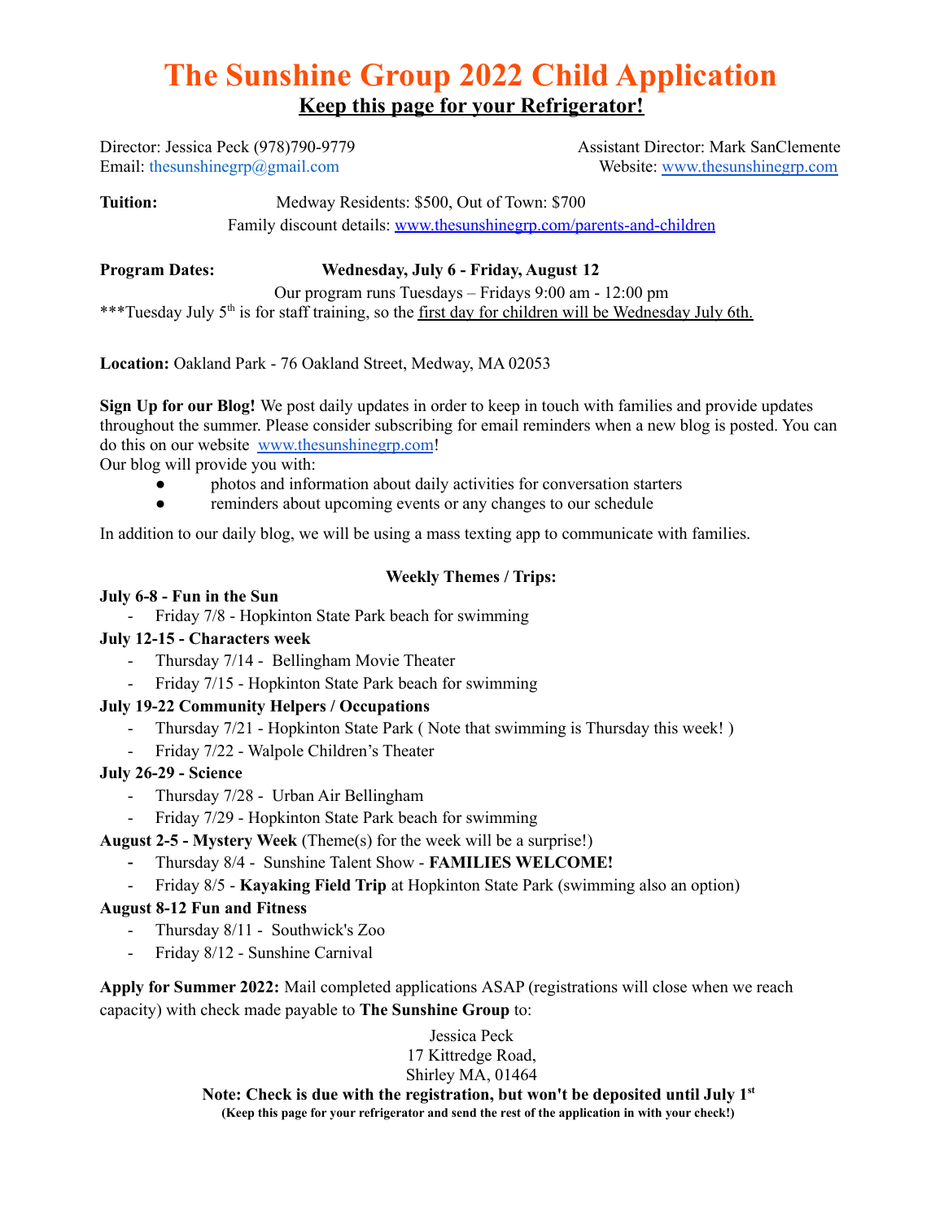# The Sunshine Group 2022 Child Application

## Keep this page for your Refrigerator!

Director: Jessica Peck (978)790-9779
Email: thesunshinegrp@gmail.com

Assistant Director: Mark SanClemente
Website: www.thesunshinegrp.com

**Tuition:** Medway Residents: $500, Out of Town: $700
Family discount details: www.thesunshinegrp.com/parents-and-children

**Program Dates:** **Wednesday, July 6 - Friday, August 12**
Our program runs Tuesdays – Fridays 9:00 am - 12:00 pm
***Tuesday July 5th is for staff training, so the first day for children will be Wednesday July 6th.

**Location:** Oakland Park - 76 Oakland Street, Medway, MA 02053

**Sign Up for our Blog!** We post daily updates in order to keep in touch with families and provide updates throughout the summer. Please consider subscribing for email reminders when a new blog is posted. You can do this on our website www.thesunshinegrp.com!
Our blog will provide you with:

- photos and information about daily activities for conversation starters
- reminders about upcoming events or any changes to our schedule

In addition to our daily blog, we will be using a mass texting app to communicate with families.

**Weekly Themes / Trips:**

**July 6-8 - Fun in the Sun**
- Friday 7/8 - Hopkinton State Park beach for swimming

**July 12-15 - Characters week**
- Thursday 7/14 - Bellingham Movie Theater
- Friday 7/15 - Hopkinton State Park beach for swimming

**July 19-22 Community Helpers / Occupations**
- Thursday 7/21 - Hopkinton State Park ( Note that swimming is Thursday this week! )
- Friday 7/22 - Walpole Children's Theater

**July 26-29 - Science**
- Thursday 7/28 - Urban Air Bellingham
- Friday 7/29 - Hopkinton State Park beach for swimming

**August 2-5 - Mystery Week** (Theme(s) for the week will be a surprise!)
- Thursday 8/4 - Sunshine Talent Show - **FAMILIES WELCOME!**
- Friday 8/5 - **Kayaking Field Trip** at Hopkinton State Park (swimming also an option)

**August 8-12 Fun and Fitness**
- Thursday 8/11 - Southwick's Zoo
- Friday 8/12 - Sunshine Carnival

**Apply for Summer 2022:** Mail completed applications ASAP (registrations will close when we reach capacity) with check made payable to **The Sunshine Group** to:

Jessica Peck
17 Kittredge Road,
Shirley MA, 01464

**Note: Check is due with the registration, but won't be deposited until July 1st**
**(Keep this page for your refrigerator and send the rest of the application in with your check!)**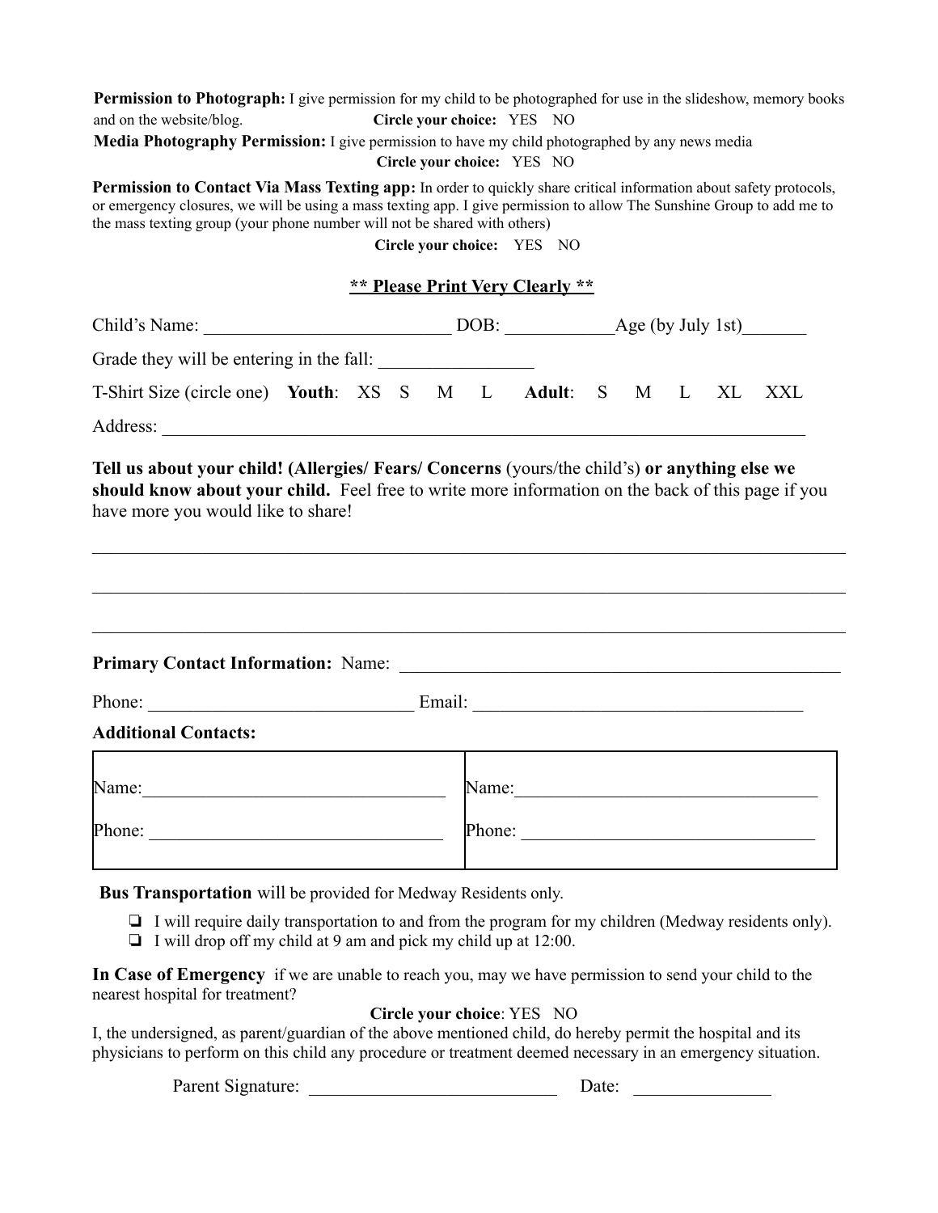**Permission to Photograph:** I give permission for my child to be photographed for use in the slideshow, memory books and on the website/blog. **Circle your choice:** YES NO

**Media Photography Permission:** I give permission to have my child photographed by any news media

**Circle your choice:** YES NO

**Permission to Contact Via Mass Texting app:** In order to quickly share critical information about safety protocols, or emergency closures, we will be using a mass texting app. I give permission to allow The Sunshine Group to add me to the mass texting group (your phone number will not be shared with others)

**Circle your choice:** YES NO

**<u>** Please Print Very Clearly **</u>**

Child's Name: ___________________________ DOB: ____________Age (by July 1st)_______

Grade they will be entering in the fall: _________________

T-Shirt Size (circle one) **Youth**: XS S M L **Adult**: S M L XL XXL

Address: ________________________________________________________________________

**Tell us about your child! (Allergies/ Fears/ Concerns** (yours/the child's) **or anything else we should know about your child.** Feel free to write more information on the back of this page if you have more you would like to share!

_________________________________________________________________________________

_________________________________________________________________________________

_________________________________________________________________________________

**Primary Contact Information:** Name: ______________________________________________

Phone: _____________________________ Email: ____________________________________

**Additional Contacts:**

| | |
|---|---|
| Name:_________________________________ | Name:__________________________________ |
| Phone: ________________________________ | Phone: _________________________________ |

**Bus Transportation** will be provided for Medway Residents only.

- ❏ I will require daily transportation to and from the program for my children (Medway residents only).
- ❏ I will drop off my child at 9 am and pick my child up at 12:00.

**In Case of Emergency** if we are unable to reach you, may we have permission to send your child to the nearest hospital for treatment?

**Circle your choice**: YES NO

I, the undersigned, as parent/guardian of the above mentioned child, do hereby permit the hospital and its physicians to perform on this child any procedure or treatment deemed necessary in an emergency situation.

Parent Signature: ___________________________ Date: _______________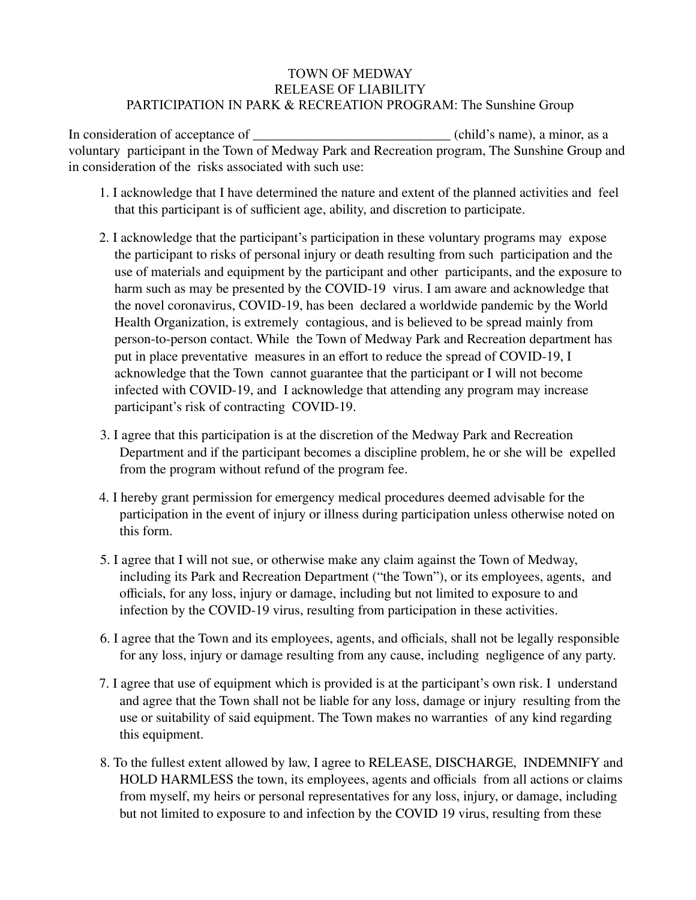TOWN OF MEDWAY
RELEASE OF LIABILITY
PARTICIPATION IN PARK & RECREATION PROGRAM: The Sunshine Group

In consideration of acceptance of _____________________________ (child's name), a minor, as a voluntary participant in the Town of Medway Park and Recreation program, The Sunshine Group and in consideration of the risks associated with such use:

1. I acknowledge that I have determined the nature and extent of the planned activities and feel that this participant is of sufficient age, ability, and discretion to participate.

2. I acknowledge that the participant's participation in these voluntary programs may expose the participant to risks of personal injury or death resulting from such participation and the use of materials and equipment by the participant and other participants, and the exposure to harm such as may be presented by the COVID-19 virus. I am aware and acknowledge that the novel coronavirus, COVID-19, has been declared a worldwide pandemic by the World Health Organization, is extremely contagious, and is believed to be spread mainly from person-to-person contact. While the Town of Medway Park and Recreation department has put in place preventative measures in an effort to reduce the spread of COVID-19, I acknowledge that the Town cannot guarantee that the participant or I will not become infected with COVID-19, and I acknowledge that attending any program may increase participant's risk of contracting COVID-19.

3. I agree that this participation is at the discretion of the Medway Park and Recreation Department and if the participant becomes a discipline problem, he or she will be expelled from the program without refund of the program fee.

4. I hereby grant permission for emergency medical procedures deemed advisable for the participation in the event of injury or illness during participation unless otherwise noted on this form.

5. I agree that I will not sue, or otherwise make any claim against the Town of Medway, including its Park and Recreation Department ("the Town"), or its employees, agents, and officials, for any loss, injury or damage, including but not limited to exposure to and infection by the COVID-19 virus, resulting from participation in these activities.

6. I agree that the Town and its employees, agents, and officials, shall not be legally responsible for any loss, injury or damage resulting from any cause, including negligence of any party.

7. I agree that use of equipment which is provided is at the participant's own risk. I understand and agree that the Town shall not be liable for any loss, damage or injury resulting from the use or suitability of said equipment. The Town makes no warranties of any kind regarding this equipment.

8. To the fullest extent allowed by law, I agree to RELEASE, DISCHARGE, INDEMNIFY and HOLD HARMLESS the town, its employees, agents and officials from all actions or claims from myself, my heirs or personal representatives for any loss, injury, or damage, including but not limited to exposure to and infection by the COVID 19 virus, resulting from these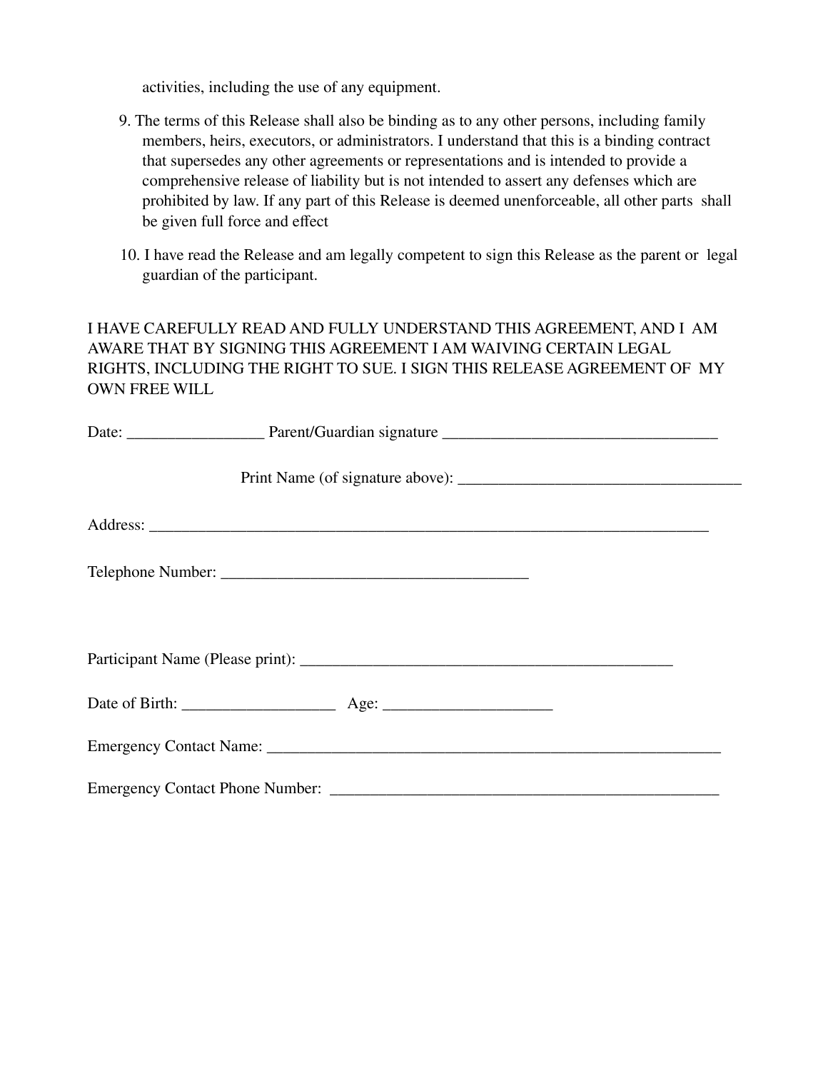activities, including the use of any equipment.

9. The terms of this Release shall also be binding as to any other persons, including family members, heirs, executors, or administrators. I understand that this is a binding contract that supersedes any other agreements or representations and is intended to provide a comprehensive release of liability but is not intended to assert any defenses which are prohibited by law. If any part of this Release is deemed unenforceable, all other parts shall be given full force and effect

10. I have read the Release and am legally competent to sign this Release as the parent or legal guardian of the participant.

I HAVE CAREFULLY READ AND FULLY UNDERSTAND THIS AGREEMENT, AND I AM AWARE THAT BY SIGNING THIS AGREEMENT I AM WAIVING CERTAIN LEGAL RIGHTS, INCLUDING THE RIGHT TO SUE. I SIGN THIS RELEASE AGREEMENT OF MY OWN FREE WILL

Date: _________________ Parent/Guardian signature ___________________________________

Print Name (of signature above): ___________________________________

Address: _______________________________________________________________________

Telephone Number: _______________________________________

Participant Name (Please print): _______________________________________________

Date of Birth: ___________________ Age: _____________________

Emergency Contact Name: __________________________________________________________

Emergency Contact Phone Number: __________________________________________________